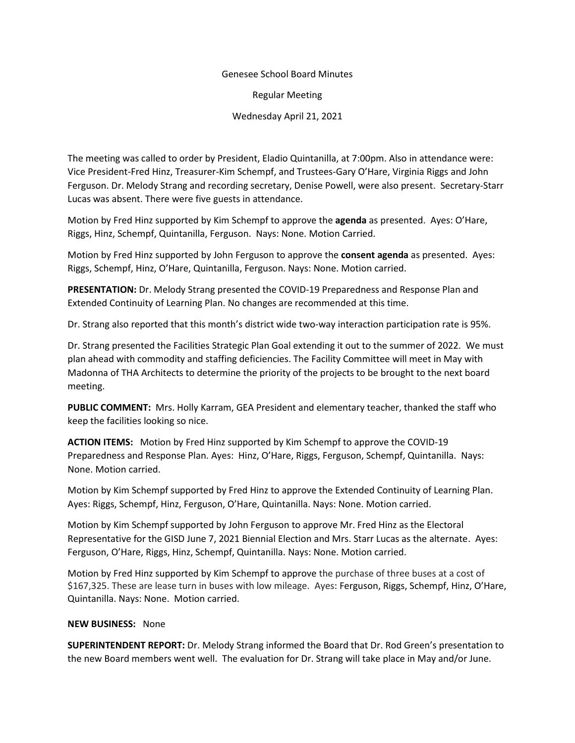Genesee School Board Minutes

Regular Meeting

Wednesday April 21, 2021

The meeting was called to order by President, Eladio Quintanilla, at 7:00pm. Also in attendance were: Vice President-Fred Hinz, Treasurer-Kim Schempf, and Trustees-Gary O'Hare, Virginia Riggs and John Ferguson. Dr. Melody Strang and recording secretary, Denise Powell, were also present. Secretary-Starr Lucas was absent. There were five guests in attendance.

Motion by Fred Hinz supported by Kim Schempf to approve the **agenda** as presented. Ayes: O'Hare, Riggs, Hinz, Schempf, Quintanilla, Ferguson. Nays: None. Motion Carried.

Motion by Fred Hinz supported by John Ferguson to approve the **consent agenda** as presented. Ayes: Riggs, Schempf, Hinz, O'Hare, Quintanilla, Ferguson. Nays: None. Motion carried.

**PRESENTATION:** Dr. Melody Strang presented the COVID-19 Preparedness and Response Plan and Extended Continuity of Learning Plan. No changes are recommended at this time.

Dr. Strang also reported that this month's district wide two-way interaction participation rate is 95%.

Dr. Strang presented the Facilities Strategic Plan Goal extending it out to the summer of 2022. We must plan ahead with commodity and staffing deficiencies. The Facility Committee will meet in May with Madonna of THA Architects to determine the priority of the projects to be brought to the next board meeting.

**PUBLIC COMMENT:** Mrs. Holly Karram, GEA President and elementary teacher, thanked the staff who keep the facilities looking so nice.

**ACTION ITEMS:** Motion by Fred Hinz supported by Kim Schempf to approve the COVID-19 Preparedness and Response Plan. Ayes: Hinz, O'Hare, Riggs, Ferguson, Schempf, Quintanilla. Nays: None. Motion carried.

Motion by Kim Schempf supported by Fred Hinz to approve the Extended Continuity of Learning Plan. Ayes: Riggs, Schempf, Hinz, Ferguson, O'Hare, Quintanilla. Nays: None. Motion carried.

Motion by Kim Schempf supported by John Ferguson to approve Mr. Fred Hinz as the Electoral Representative for the GISD June 7, 2021 Biennial Election and Mrs. Starr Lucas as the alternate. Ayes: Ferguson, O'Hare, Riggs, Hinz, Schempf, Quintanilla. Nays: None. Motion carried.

Motion by Fred Hinz supported by Kim Schempf to approve the purchase of three buses at a cost of $167,325. These are lease turn in buses with low mileage. Ayes: Ferguson, Riggs, Schempf, Hinz, O'Hare, Quintanilla. Nays: None. Motion carried.

**NEW BUSINESS:** None

**SUPERINTENDENT REPORT:** Dr. Melody Strang informed the Board that Dr. Rod Green's presentation to the new Board members went well. The evaluation for Dr. Strang will take place in May and/or June.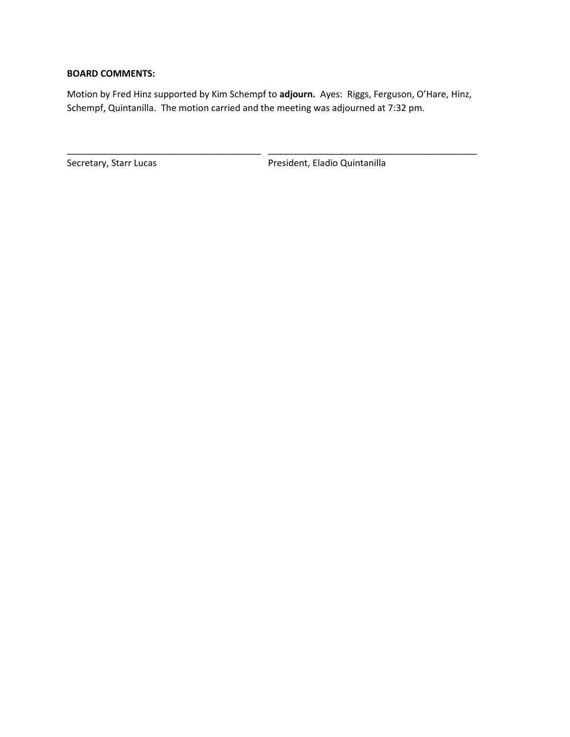**BOARD COMMENTS:**

Motion by Fred Hinz supported by Kim Schempf to **adjourn.** Ayes: Riggs, Ferguson, O'Hare, Hinz, Schempf, Quintanilla. The motion carried and the meeting was adjourned at 7:32 pm.

\_\_\_\_\_\_\_\_\_\_\_\_\_\_\_\_\_\_\_\_\_\_\_\_\_\_\_\_\_\_\_\_\_\_\_\_\_\_\_\_ \_\_\_\_\_\_\_\_\_\_\_\_\_\_\_\_\_\_\_\_\_\_\_\_\_\_\_\_\_\_\_\_\_\_\_\_\_\_\_\_

Secretary, Starr Lucas President, Eladio Quintanilla